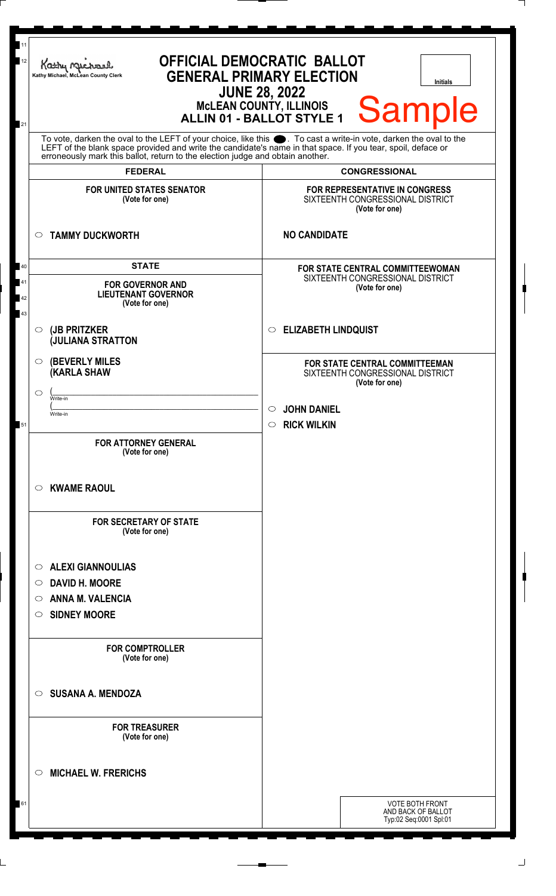Kathy Michael, McLean County Clerk

# OFFICIAL DEMOCRATIC BALLOT
## GENERAL PRIMARY ELECTION
## JUNE 28, 2022
### McLEAN COUNTY, ILLINOIS
### ALLIN 01 - BALLOT STYLE 1

Initials

Sample

To vote, darken the oval to the LEFT of your choice, like this ●. To cast a write-in vote, darken the oval to the LEFT of the blank space provided and write the candidate's name in that space. If you tear, spoil, deface or erroneously mark this ballot, return to the election judge and obtain another.

## FEDERAL

**FOR UNITED STATES SENATOR**
**(Vote for one)**

○ **TAMMY DUCKWORTH**

## STATE

**FOR GOVERNOR AND LIEUTENANT GOVERNOR**
**(Vote for one)**

○ **(JB PRITZKER**
**(JULIANA STRATTON**

○ **(BEVERLY MILES**
**(KARLA SHAW**

○ (\_\_\_\_\_\_\_\_\_\_\_\_\_\_\_\_\_\_\_\_
Write-in
(\_\_\_\_\_\_\_\_\_\_\_\_\_\_\_\_\_\_\_\_
Write-in

**FOR ATTORNEY GENERAL**
**(Vote for one)**

○ **KWAME RAOUL**

**FOR SECRETARY OF STATE**
**(Vote for one)**

○ **ALEXI GIANNOULIAS**
○ **DAVID H. MOORE**
○ **ANNA M. VALENCIA**
○ **SIDNEY MOORE**

**FOR COMPTROLLER**
**(Vote for one)**

○ **SUSANA A. MENDOZA**

**FOR TREASURER**
**(Vote for one)**

○ **MICHAEL W. FRERICHS**

## CONGRESSIONAL

**FOR REPRESENTATIVE IN CONGRESS**
SIXTEENTH CONGRESSIONAL DISTRICT
**(Vote for one)**

**NO CANDIDATE**

**FOR STATE CENTRAL COMMITTEEWOMAN**
SIXTEENTH CONGRESSIONAL DISTRICT
**(Vote for one)**

○ **ELIZABETH LINDQUIST**

**FOR STATE CENTRAL COMMITTEEMAN**
SIXTEENTH CONGRESSIONAL DISTRICT
**(Vote for one)**

○ **JOHN DANIEL**
○ **RICK WILKIN**

VOTE BOTH FRONT AND BACK OF BALLOT
Typ:02 Seq:0001 Spl:01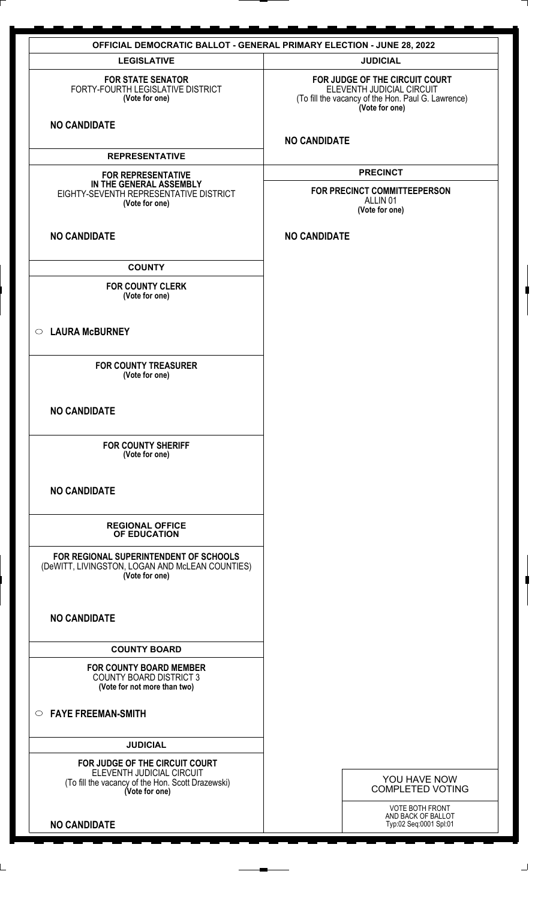# OFFICIAL DEMOCRATIC BALLOT - GENERAL PRIMARY ELECTION - JUNE 28, 2022

## LEGISLATIVE

**FOR STATE SENATOR**
FORTY-FOURTH LEGISLATIVE DISTRICT
**(Vote for one)**

**NO CANDIDATE**

## REPRESENTATIVE

**FOR REPRESENTATIVE IN THE GENERAL ASSEMBLY**
EIGHTY-SEVENTH REPRESENTATIVE DISTRICT
**(Vote for one)**

**NO CANDIDATE**

## COUNTY

**FOR COUNTY CLERK**
**(Vote for one)**

○ **LAURA McBURNEY**

**FOR COUNTY TREASURER**
**(Vote for one)**

**NO CANDIDATE**

**FOR COUNTY SHERIFF**
**(Vote for one)**

**NO CANDIDATE**

## REGIONAL OFFICE OF EDUCATION

**FOR REGIONAL SUPERINTENDENT OF SCHOOLS**
(DeWITT, LIVINGSTON, LOGAN AND McLEAN COUNTIES)
**(Vote for one)**

**NO CANDIDATE**

## COUNTY BOARD

**FOR COUNTY BOARD MEMBER**
COUNTY BOARD DISTRICT 3
**(Vote for not more than two)**

○ **FAYE FREEMAN-SMITH**

## JUDICIAL

**FOR JUDGE OF THE CIRCUIT COURT**
ELEVENTH JUDICIAL CIRCUIT
(To fill the vacancy of the Hon. Scott Drazewski)
**(Vote for one)**

**NO CANDIDATE**

## JUDICIAL

**FOR JUDGE OF THE CIRCUIT COURT**
ELEVENTH JUDICIAL CIRCUIT
(To fill the vacancy of the Hon. Paul G. Lawrence)
**(Vote for one)**

**NO CANDIDATE**

## PRECINCT

**FOR PRECINCT COMMITTEEPERSON**
ALLIN 01
**(Vote for one)**

**NO CANDIDATE**

YOU HAVE NOW COMPLETED VOTING

VOTE BOTH FRONT AND BACK OF BALLOT
Typ:02 Seq:0001 Spl:01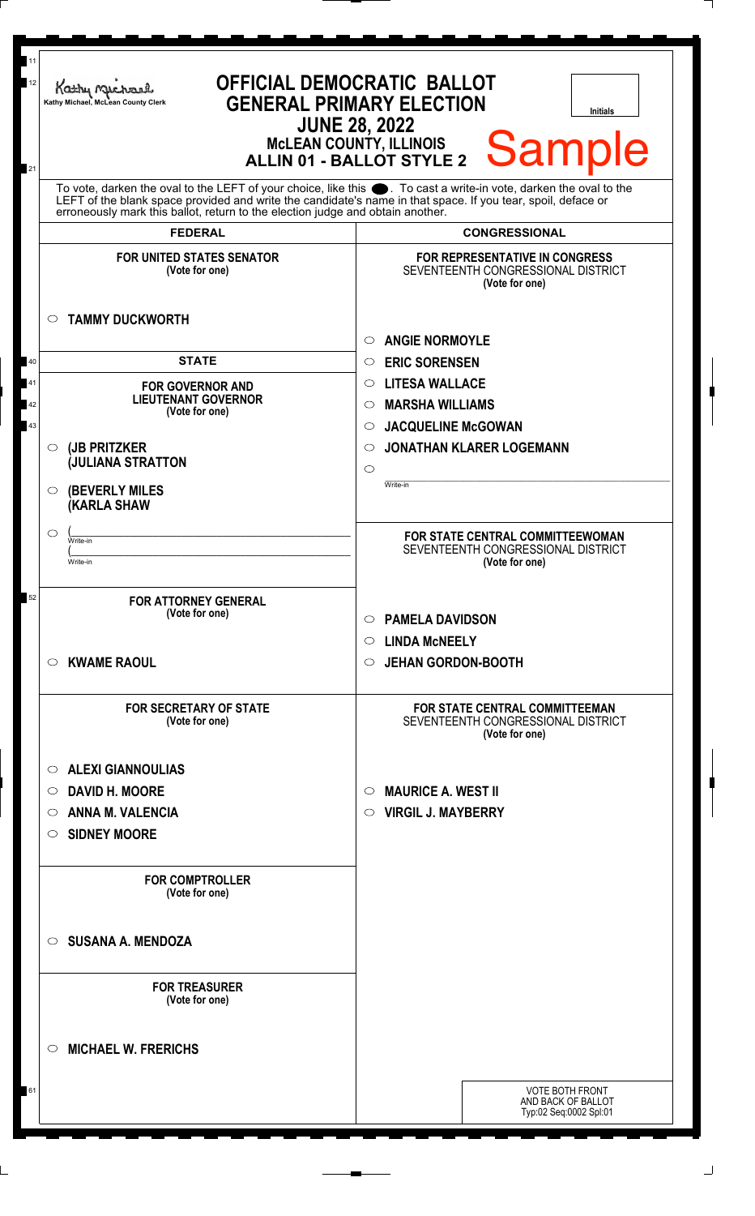Kathy Michael, McLean County Clerk

# OFFICIAL DEMOCRATIC BALLOT
## GENERAL PRIMARY ELECTION
### JUNE 28, 2022
### McLEAN COUNTY, ILLINOIS
### ALLIN 01 - BALLOT STYLE 2

**Sample**

Initials

To vote, darken the oval to the LEFT of your choice, like this ⬬. To cast a write-in vote, darken the oval to the LEFT of the blank space provided and write the candidate's name in that space. If you tear, spoil, deface or erroneously mark this ballot, return to the election judge and obtain another.

## FEDERAL

**FOR UNITED STATES SENATOR**
(Vote for one)

- ○ **TAMMY DUCKWORTH**

## STATE

**FOR GOVERNOR AND LIEUTENANT GOVERNOR**
(Vote for one)

- ○ **(JB PRITZKER**
  **(JULIANA STRATTON**
- ○ **(BEVERLY MILES**
  **(KARLA SHAW**
- ○ (\_\_\_\_\_\_\_\_\_\_\_\_\_\_\_\_ Write-in
  (\_\_\_\_\_\_\_\_\_\_\_\_\_\_\_\_ Write-in

**FOR ATTORNEY GENERAL**
(Vote for one)

- ○ **KWAME RAOUL**

**FOR SECRETARY OF STATE**
(Vote for one)

- ○ **ALEXI GIANNOULIAS**
- ○ **DAVID H. MOORE**
- ○ **ANNA M. VALENCIA**
- ○ **SIDNEY MOORE**

**FOR COMPTROLLER**
(Vote for one)

- ○ **SUSANA A. MENDOZA**

**FOR TREASURER**
(Vote for one)

- ○ **MICHAEL W. FRERICHS**

## CONGRESSIONAL

**FOR REPRESENTATIVE IN CONGRESS**
SEVENTEENTH CONGRESSIONAL DISTRICT
(Vote for one)

- ○ **ANGIE NORMOYLE**
- ○ **ERIC SORENSEN**
- ○ **LITESA WALLACE**
- ○ **MARSHA WILLIAMS**
- ○ **JACQUELINE McGOWAN**
- ○ **JONATHAN KLARER LOGEMANN**
- ○ \_\_\_\_\_\_\_\_\_\_\_\_\_\_\_\_ Write-in

**FOR STATE CENTRAL COMMITTEEWOMAN**
SEVENTEENTH CONGRESSIONAL DISTRICT
(Vote for one)

- ○ **PAMELA DAVIDSON**
- ○ **LINDA McNEELY**
- ○ **JEHAN GORDON-BOOTH**

**FOR STATE CENTRAL COMMITTEEMAN**
SEVENTEENTH CONGRESSIONAL DISTRICT
(Vote for one)

- ○ **MAURICE A. WEST II**
- ○ **VIRGIL J. MAYBERRY**

VOTE BOTH FRONT AND BACK OF BALLOT
Typ:02 Seq:0002 Spl:01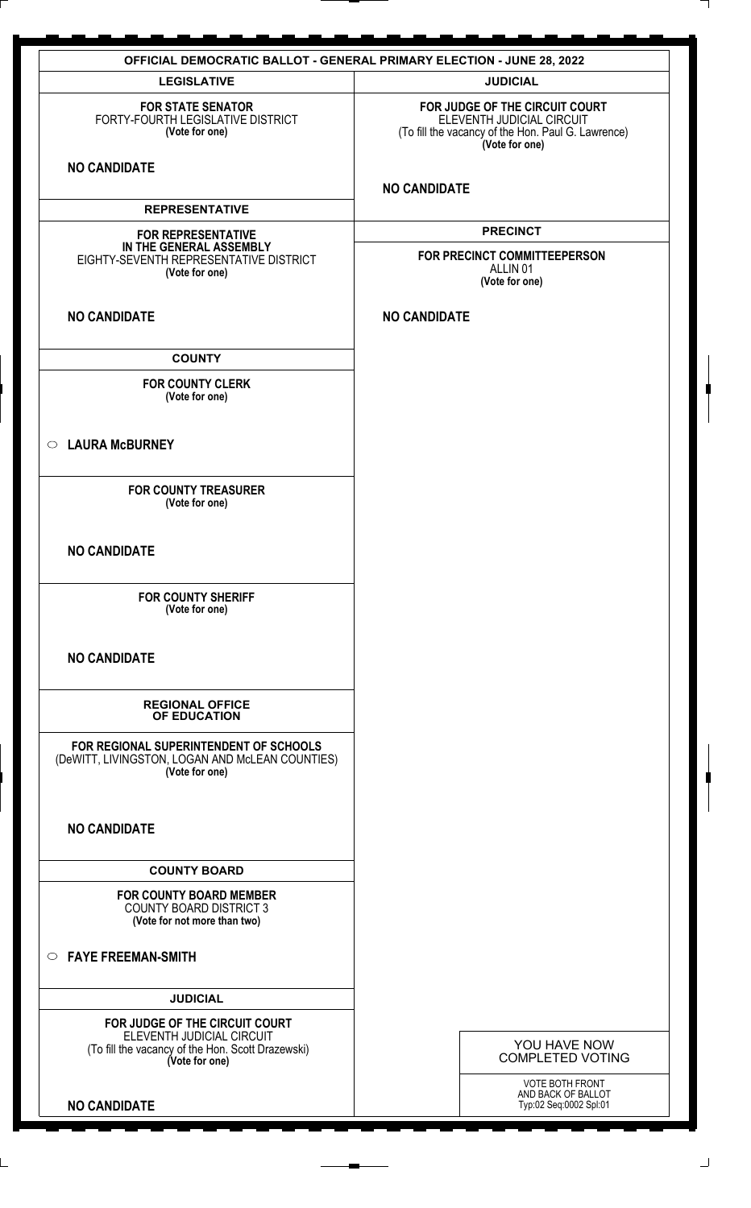**OFFICIAL DEMOCRATIC BALLOT - GENERAL PRIMARY ELECTION - JUNE 28, 2022**

## LEGISLATIVE

**FOR STATE SENATOR**
FORTY-FOURTH LEGISLATIVE DISTRICT
**(Vote for one)**

**NO CANDIDATE**

## REPRESENTATIVE

**FOR REPRESENTATIVE IN THE GENERAL ASSEMBLY**
EIGHTY-SEVENTH REPRESENTATIVE DISTRICT
**(Vote for one)**

**NO CANDIDATE**

## COUNTY

**FOR COUNTY CLERK**
**(Vote for one)**

○ **LAURA McBURNEY**

**FOR COUNTY TREASURER**
**(Vote for one)**

**NO CANDIDATE**

**FOR COUNTY SHERIFF**
**(Vote for one)**

**NO CANDIDATE**

## REGIONAL OFFICE OF EDUCATION

**FOR REGIONAL SUPERINTENDENT OF SCHOOLS**
(DeWITT, LIVINGSTON, LOGAN AND McLEAN COUNTIES)
**(Vote for one)**

**NO CANDIDATE**

## COUNTY BOARD

**FOR COUNTY BOARD MEMBER**
COUNTY BOARD DISTRICT 3
**(Vote for not more than two)**

○ **FAYE FREEMAN-SMITH**

## JUDICIAL

**FOR JUDGE OF THE CIRCUIT COURT**
ELEVENTH JUDICIAL CIRCUIT
(To fill the vacancy of the Hon. Scott Drazewski)
**(Vote for one)**

**NO CANDIDATE**

## JUDICIAL

**FOR JUDGE OF THE CIRCUIT COURT**
ELEVENTH JUDICIAL CIRCUIT
(To fill the vacancy of the Hon. Paul G. Lawrence)
**(Vote for one)**

**NO CANDIDATE**

## PRECINCT

**FOR PRECINCT COMMITTEEPERSON**
ALLIN 01
**(Vote for one)**

**NO CANDIDATE**

YOU HAVE NOW COMPLETED VOTING

VOTE BOTH FRONT AND BACK OF BALLOT
Typ:02 Seq:0002 Spl:01